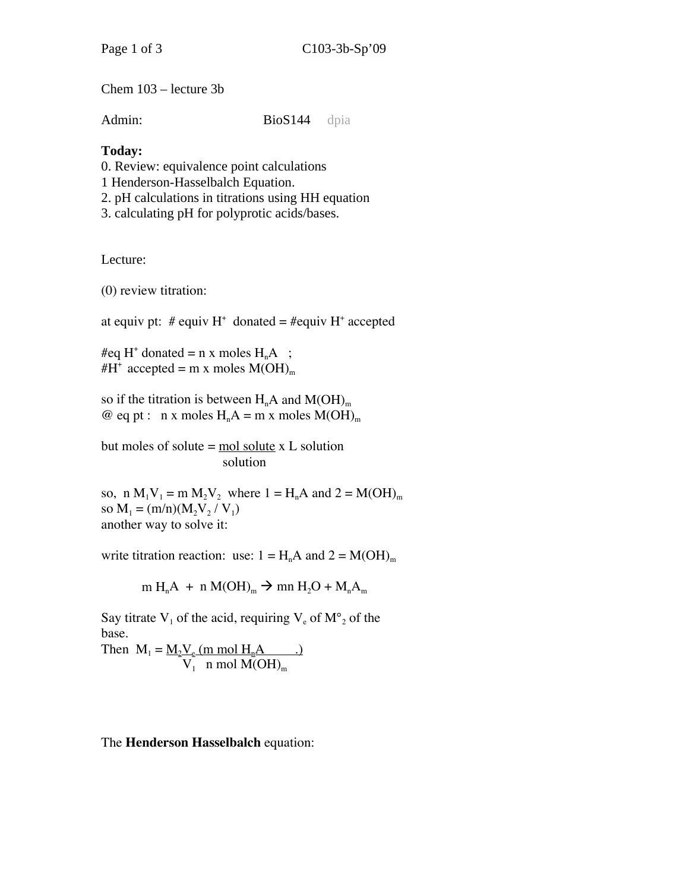Chem 103 – lecture 3b

Admin: BioS144 dpia

**Today:**

0. Review: equivalence point calculations
1 Henderson-Hasselbalch Equation.
2. pH calculations in titrations using HH equation
3. calculating pH for polyprotic acids/bases.

Lecture:

(0) review titration:

at equiv pt: # equiv $H^+$ donated = #equiv $H^+$ accepted

#eq $H^+$ donated = n x moles $H_nA$ ;
#$H^+$ accepted = m x moles $M(OH)_m$

so if the titration is between $H_nA$ and $M(OH)_m$
@ eq pt : n x moles $H_nA$ = m x moles $M(OH)_m$

but moles of solute = $\frac{\text{mol solute}}{\text{solution}}$ x L solution

so, $n\,M_1V_1 = m\,M_2V_2$ where 1 = $H_nA$ and 2 = $M(OH)_m$
so $M_1 = (m/n)(M_2V_2 / V_1)$
another way to solve it:

write titration reaction: use: 1 = $H_nA$ and 2 = $M(OH)_m$

$$m\,H_nA + n\,M(OH)_m \rightarrow mn\,H_2O + M_nA_m$$

Say titrate $V_1$ of the acid, requiring $V_e$ of $M°_2$ of the base.
Then $M_1 = \frac{M_2V_e}{V_1}\left(\frac{m \text{ mol } H_nA}{n \text{ mol } M(OH)_m}\right)$

The **Henderson Hasselbalch** equation: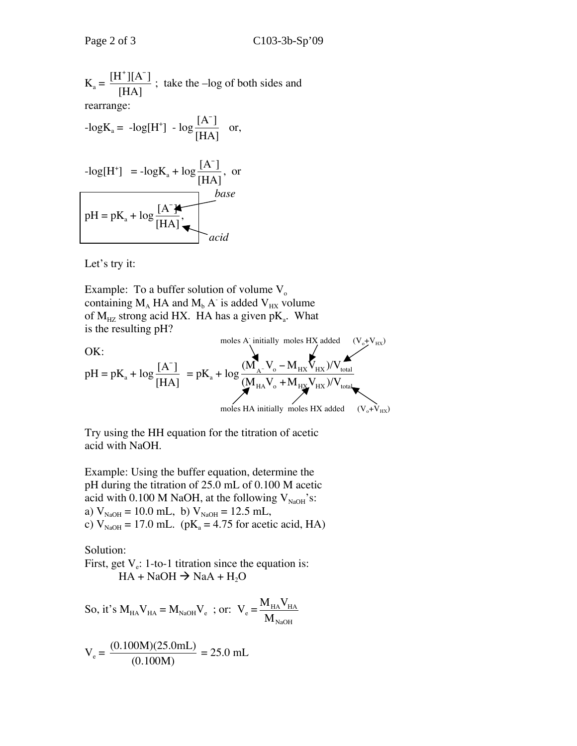$$K_a = \frac{[H^+][A^-]}{[HA]}$$ ; take the –log of both sides and rearrange:

$$-\log K_a = -\log[H^+] - \log\frac{[A^-]}{[HA]} \quad \text{or,}$$

$$-\log[H^+] = -\log K_a + \log\frac{[A^-]}{[HA]}, \quad \text{or}$$

$$\boxed{pH = pK_a + \log\frac{[A^-]}{[HA]},}$$

*base* ($[A^-]$), *acid* ($[HA]$)

Let's try it:

Example: To a buffer solution of volume $V_o$ containing $M_A$ HA and $M_b$ $A^-$ is added $V_{HX}$ volume of $M_{HZ}$ strong acid HX. HA has a given $pK_a$. What is the resulting pH?

OK:

$$pH = pK_a + \log\frac{[A^-]}{[HA]} = pK_a + \log\frac{(M_{A^-}V_o - M_{HX}V_{HX})/V_{total}}{(M_{HA}V_o + M_{HX}V_{HX})/V_{total}}$$

Numerator: moles $A^-$ initially, moles HX added, $(V_o+V_{HX})$

Denominator: moles HA initially, moles HX added, $(V_o+V_{HX})$

Try using the HH equation for the titration of acetic acid with NaOH.

Example: Using the buffer equation, determine the pH during the titration of 25.0 mL of 0.100 M acetic acid with 0.100 M NaOH, at the following $V_{NaOH}$'s:
a) $V_{NaOH}$ = 10.0 mL, b) $V_{NaOH}$ = 12.5 mL,
c) $V_{NaOH}$ = 17.0 mL. ($pK_a$ = 4.75 for acetic acid, HA)

Solution:
First, get $V_e$: 1-to-1 titration since the equation is:

$$HA + NaOH \rightarrow NaA + H_2O$$

So, it's $M_{HA}V_{HA} = M_{NaOH}V_e$ ; or: $V_e = \dfrac{M_{HA}V_{HA}}{M_{NaOH}}$

$$V_e = \frac{(0.100M)(25.0mL)}{(0.100M)} = 25.0 \text{ mL}$$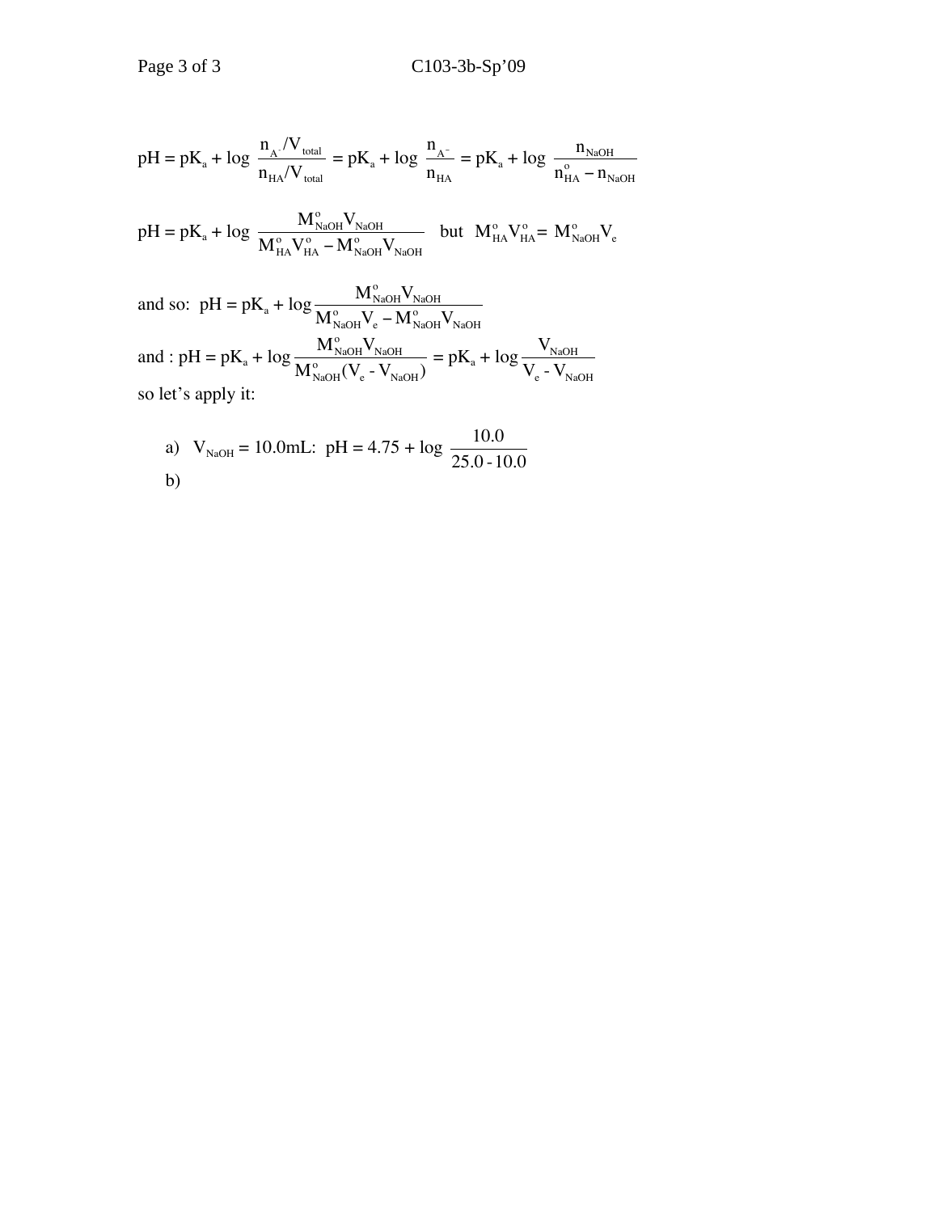$$pH = pK_a + \log \frac{n_{A^-}/V_{total}}{n_{HA}/V_{total}} = pK_a + \log \frac{n_{A^-}}{n_{HA}} = pK_a + \log \frac{n_{NaOH}}{n^o_{HA} - n_{NaOH}}$$

$$pH = pK_a + \log \frac{M^o_{NaOH}V_{NaOH}}{M^o_{HA}V^o_{HA} - M^o_{NaOH}V_{NaOH}} \quad \text{but} \quad M^o_{HA}V^o_{HA} = M^o_{NaOH}V_e$$

and so: $pH = pK_a + \log \dfrac{M^o_{NaOH}V_{NaOH}}{M^o_{NaOH}V_e - M^o_{NaOH}V_{NaOH}}$

and : $pH = pK_a + \log \dfrac{M^o_{NaOH}V_{NaOH}}{M^o_{NaOH}(V_e - V_{NaOH})} = pK_a + \log \dfrac{V_{NaOH}}{V_e - V_{NaOH}}$

so let's apply it:

a) $V_{NaOH} = 10.0\text{mL}$: $pH = 4.75 + \log \dfrac{10.0}{25.0 - 10.0}$

b)